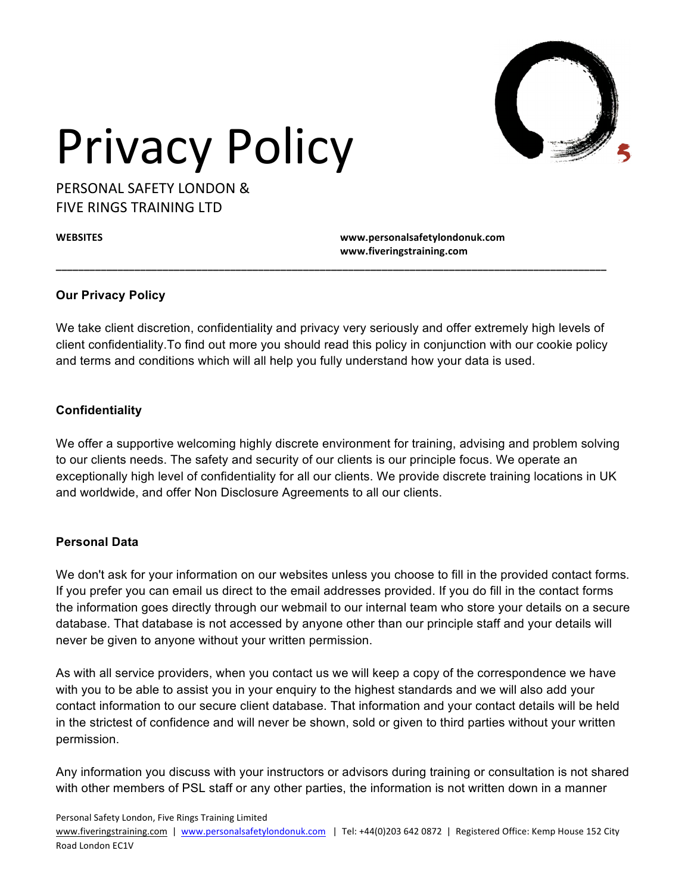# Privacy Policy

PERSONAL SAFETY LONDON &
FIVE RINGS TRAINING LTD

**WEBSITES** **www.personalsafetylondonuk.com**
**www.fiveringstraining.com**

---

### Our Privacy Policy

We take client discretion, confidentiality and privacy very seriously and offer extremely high levels of client confidentiality.To find out more you should read this policy in conjunction with our cookie policy and terms and conditions which will all help you fully understand how your data is used.

### Confidentiality

We offer a supportive welcoming highly discrete environment for training, advising and problem solving to our clients needs. The safety and security of our clients is our principle focus. We operate an exceptionally high level of confidentiality for all our clients. We provide discrete training locations in UK and worldwide, and offer Non Disclosure Agreements to all our clients.

### Personal Data

We don't ask for your information on our websites unless you choose to fill in the provided contact forms. If you prefer you can email us direct to the email addresses provided. If you do fill in the contact forms the information goes directly through our webmail to our internal team who store your details on a secure database. That database is not accessed by anyone other than our principle staff and your details will never be given to anyone without your written permission.

As with all service providers, when you contact us we will keep a copy of the correspondence we have with you to be able to assist you in your enquiry to the highest standards and we will also add your contact information to our secure client database. That information and your contact details will be held in the strictest of confidence and will never be shown, sold or given to third parties without your written permission.

Any information you discuss with your instructors or advisors during training or consultation is not shared with other members of PSL staff or any other parties, the information is not written down in a manner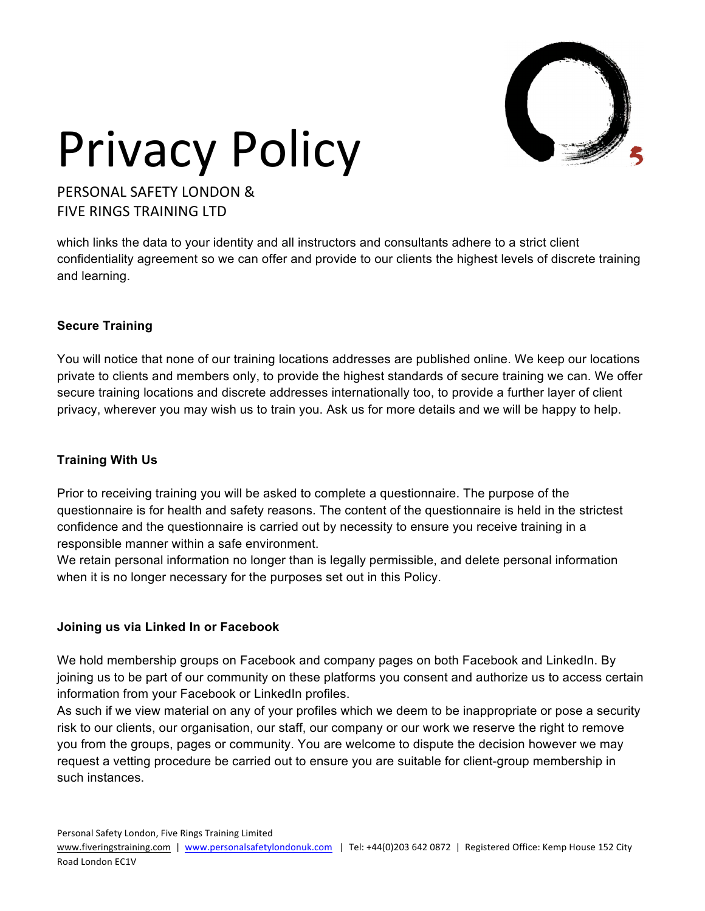which links the data to your identity and all instructors and consultants adhere to a strict client confidentiality agreement so we can offer and provide to our clients the highest levels of discrete training and learning.

**Secure Training**

You will notice that none of our training locations addresses are published online. We keep our locations private to clients and members only, to provide the highest standards of secure training we can. We offer secure training locations and discrete addresses internationally too, to provide a further layer of client privacy, wherever you may wish us to train you. Ask us for more details and we will be happy to help.

**Training With Us**

Prior to receiving training you will be asked to complete a questionnaire. The purpose of the questionnaire is for health and safety reasons. The content of the questionnaire is held in the strictest confidence and the questionnaire is carried out by necessity to ensure you receive training in a responsible manner within a safe environment.
We retain personal information no longer than is legally permissible, and delete personal information when it is no longer necessary for the purposes set out in this Policy.

**Joining us via Linked In or Facebook**

We hold membership groups on Facebook and company pages on both Facebook and LinkedIn. By joining us to be part of our community on these platforms you consent and authorize us to access certain information from your Facebook or LinkedIn profiles.
As such if we view material on any of your profiles which we deem to be inappropriate or pose a security risk to our clients, our organisation, our staff, our company or our work we reserve the right to remove you from the groups, pages or community. You are welcome to dispute the decision however we may request a vetting procedure be carried out to ensure you are suitable for client-group membership in such instances.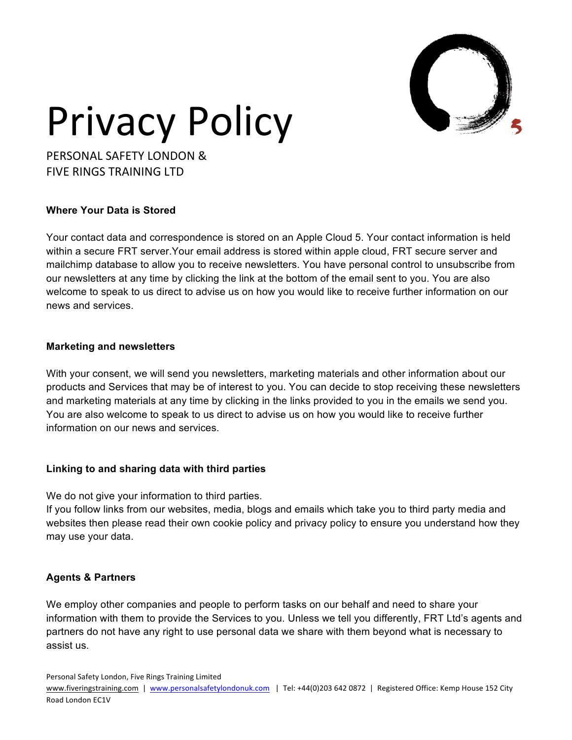# Privacy Policy

PERSONAL SAFETY LONDON &
FIVE RINGS TRAINING LTD

**Where Your Data is Stored**

Your contact data and correspondence is stored on an Apple Cloud 5. Your contact information is held within a secure FRT server.Your email address is stored within apple cloud, FRT secure server and mailchimp database to allow you to receive newsletters. You have personal control to unsubscribe from our newsletters at any time by clicking the link at the bottom of the email sent to you. You are also welcome to speak to us direct to advise us on how you would like to receive further information on our news and services.

**Marketing and newsletters**

With your consent, we will send you newsletters, marketing materials and other information about our products and Services that may be of interest to you. You can decide to stop receiving these newsletters and marketing materials at any time by clicking in the links provided to you in the emails we send you. You are also welcome to speak to us direct to advise us on how you would like to receive further information on our news and services.

**Linking to and sharing data with third parties**

We do not give your information to third parties.
If you follow links from our websites, media, blogs and emails which take you to third party media and websites then please read their own cookie policy and privacy policy to ensure you understand how they may use your data.

**Agents & Partners**

We employ other companies and people to perform tasks on our behalf and need to share your information with them to provide the Services to you. Unless we tell you differently, FRT Ltd's agents and partners do not have any right to use personal data we share with them beyond what is necessary to assist us.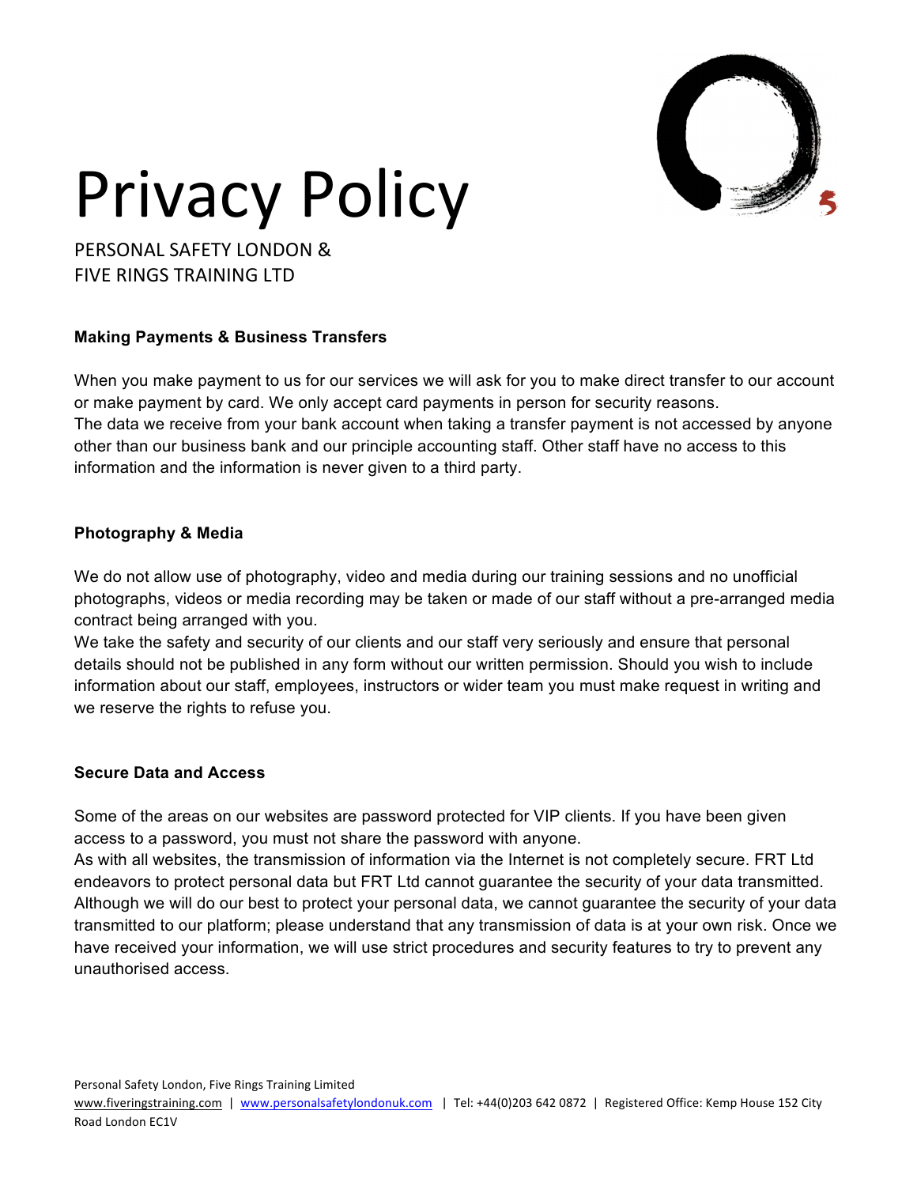# Privacy Policy

PERSONAL SAFETY LONDON &
FIVE RINGS TRAINING LTD

**Making Payments & Business Transfers**

When you make payment to us for our services we will ask for you to make direct transfer to our account or make payment by card. We only accept card payments in person for security reasons.
The data we receive from your bank account when taking a transfer payment is not accessed by anyone other than our business bank and our principle accounting staff. Other staff have no access to this information and the information is never given to a third party.

**Photography & Media**

We do not allow use of photography, video and media during our training sessions and no unofficial photographs, videos or media recording may be taken or made of our staff without a pre-arranged media contract being arranged with you.
We take the safety and security of our clients and our staff very seriously and ensure that personal details should not be published in any form without our written permission. Should you wish to include information about our staff, employees, instructors or wider team you must make request in writing and we reserve the rights to refuse you.

**Secure Data and Access**

Some of the areas on our websites are password protected for VIP clients. If you have been given access to a password, you must not share the password with anyone.
As with all websites, the transmission of information via the Internet is not completely secure. FRT Ltd endeavors to protect personal data but FRT Ltd cannot guarantee the security of your data transmitted. Although we will do our best to protect your personal data, we cannot guarantee the security of your data transmitted to our platform; please understand that any transmission of data is at your own risk. Once we have received your information, we will use strict procedures and security features to try to prevent any unauthorised access.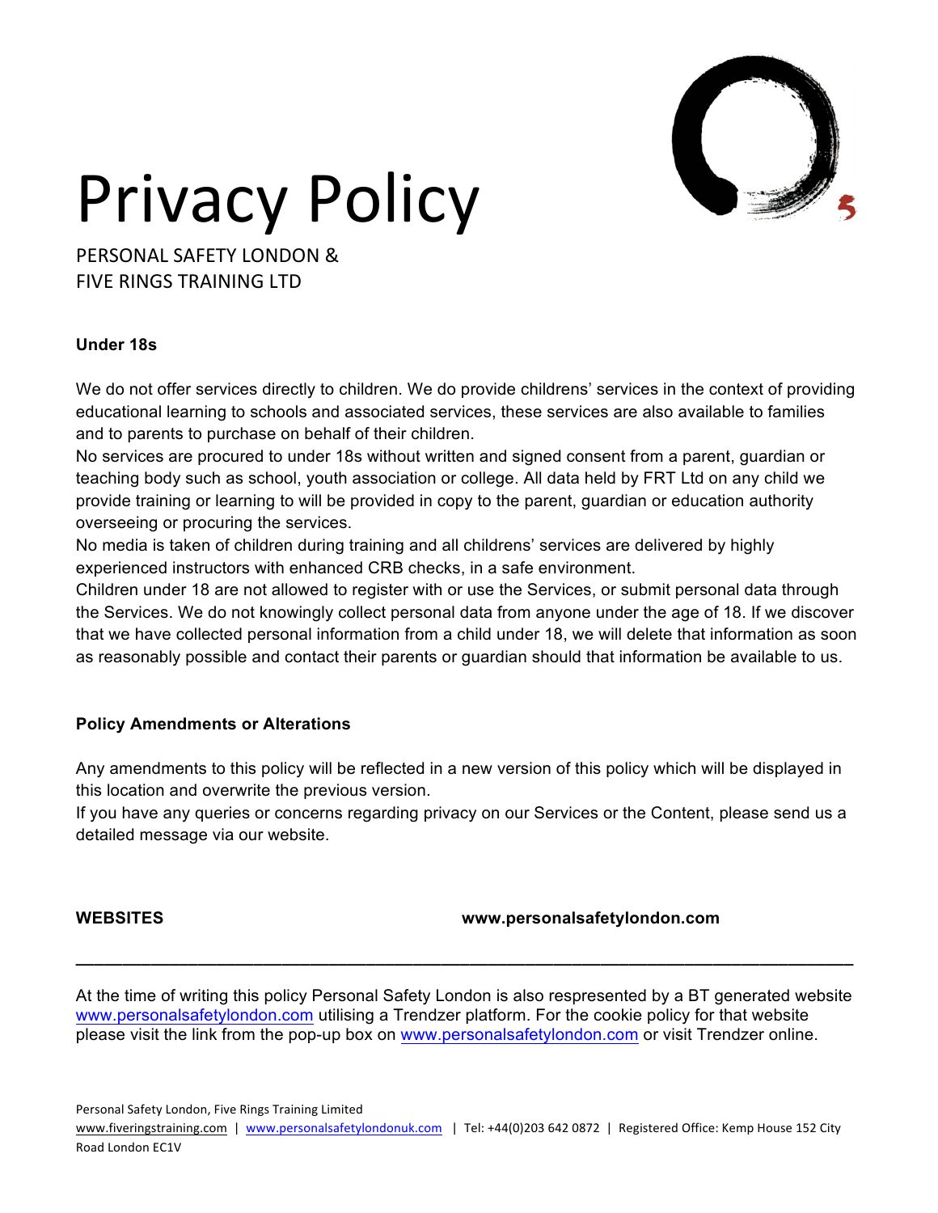# Privacy Policy

PERSONAL SAFETY LONDON &
FIVE RINGS TRAINING LTD

**Under 18s**

We do not offer services directly to children. We do provide childrens' services in the context of providing educational learning to schools and associated services, these services are also available to families and to parents to purchase on behalf of their children.
No services are procured to under 18s without written and signed consent from a parent, guardian or teaching body such as school, youth association or college. All data held by FRT Ltd on any child we provide training or learning to will be provided in copy to the parent, guardian or education authority overseeing or procuring the services.
No media is taken of children during training and all childrens' services are delivered by highly experienced instructors with enhanced CRB checks, in a safe environment.
Children under 18 are not allowed to register with or use the Services, or submit personal data through the Services. We do not knowingly collect personal data from anyone under the age of 18. If we discover that we have collected personal information from a child under 18, we will delete that information as soon as reasonably possible and contact their parents or guardian should that information be available to us.

**Policy Amendments or Alterations**

Any amendments to this policy will be reflected in a new version of this policy which will be displayed in this location and overwrite the previous version.
If you have any queries or concerns regarding privacy on our Services or the Content, please send us a detailed message via our website.

**WEBSITES** **www.personalsafetylondon.com**

---

At the time of writing this policy Personal Safety London is also respresented by a BT generated website www.personalsafetylondon.com utilising a Trendzer platform. For the cookie policy for that website please visit the link from the pop-up box on www.personalsafetylondon.com or visit Trendzer online.

Personal Safety London, Five Rings Training Limited
www.fiveringstraining.com | www.personalsafetylondonuk.com | Tel: +44(0)203 642 0872 | Registered Office: Kemp House 152 City Road London EC1V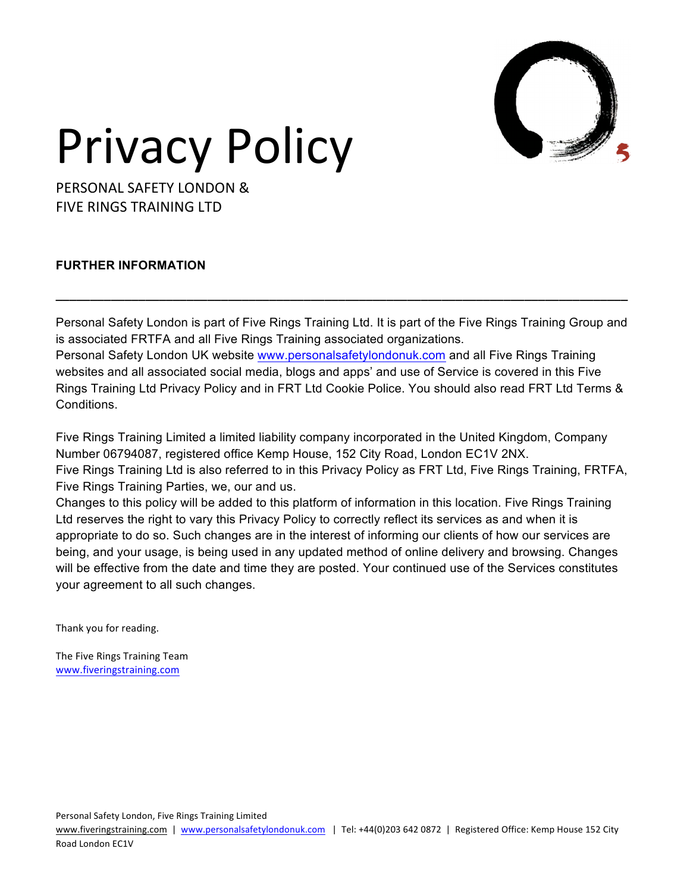# Privacy Policy

PERSONAL SAFETY LONDON &
FIVE RINGS TRAINING LTD

**FURTHER INFORMATION**

---

Personal Safety London is part of Five Rings Training Ltd. It is part of the Five Rings Training Group and is associated FRTFA and all Five Rings Training associated organizations.
Personal Safety London UK website www.personalsafetylondonuk.com and all Five Rings Training websites and all associated social media, blogs and apps' and use of Service is covered in this Five Rings Training Ltd Privacy Policy and in FRT Ltd Cookie Police. You should also read FRT Ltd Terms & Conditions.

Five Rings Training Limited a limited liability company incorporated in the United Kingdom, Company Number 06794087, registered office Kemp House, 152 City Road, London EC1V 2NX.
Five Rings Training Ltd is also referred to in this Privacy Policy as FRT Ltd, Five Rings Training, FRTFA, Five Rings Training Parties, we, our and us.
Changes to this policy will be added to this platform of information in this location. Five Rings Training Ltd reserves the right to vary this Privacy Policy to correctly reflect its services as and when it is appropriate to do so. Such changes are in the interest of informing our clients of how our services are being, and your usage, is being used in any updated method of online delivery and browsing. Changes will be effective from the date and time they are posted. Your continued use of the Services constitutes your agreement to all such changes.

Thank you for reading.

The Five Rings Training Team
www.fiveringstraining.com